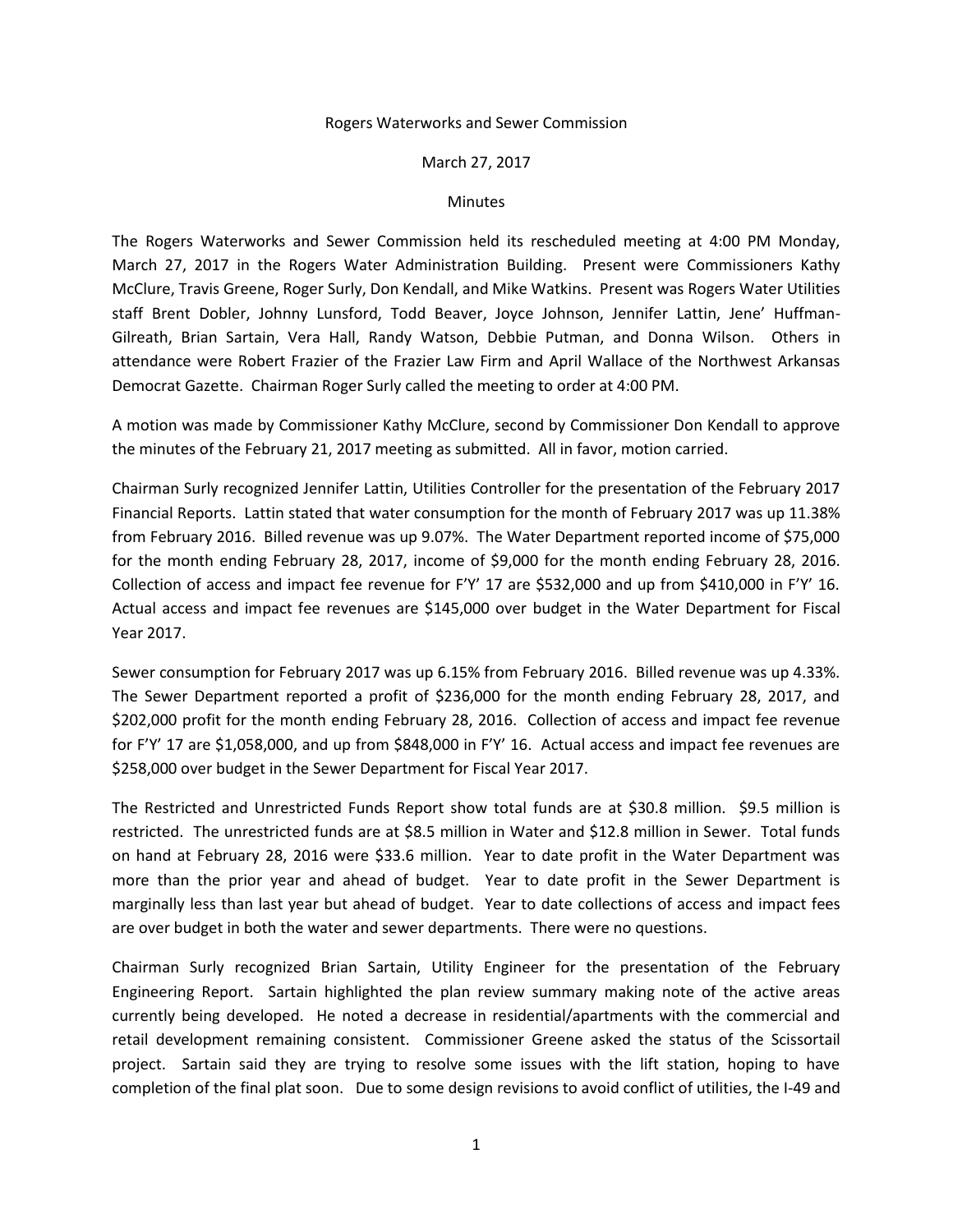Rogers Waterworks and Sewer Commission

March 27, 2017

Minutes

The Rogers Waterworks and Sewer Commission held its rescheduled meeting at 4:00 PM Monday, March 27, 2017 in the Rogers Water Administration Building. Present were Commissioners Kathy McClure, Travis Greene, Roger Surly, Don Kendall, and Mike Watkins. Present was Rogers Water Utilities staff Brent Dobler, Johnny Lunsford, Todd Beaver, Joyce Johnson, Jennifer Lattin, Jene' Huffman-Gilreath, Brian Sartain, Vera Hall, Randy Watson, Debbie Putman, and Donna Wilson. Others in attendance were Robert Frazier of the Frazier Law Firm and April Wallace of the Northwest Arkansas Democrat Gazette. Chairman Roger Surly called the meeting to order at 4:00 PM.

A motion was made by Commissioner Kathy McClure, second by Commissioner Don Kendall to approve the minutes of the February 21, 2017 meeting as submitted. All in favor, motion carried.

Chairman Surly recognized Jennifer Lattin, Utilities Controller for the presentation of the February 2017 Financial Reports. Lattin stated that water consumption for the month of February 2017 was up 11.38% from February 2016. Billed revenue was up 9.07%. The Water Department reported income of $75,000 for the month ending February 28, 2017, income of $9,000 for the month ending February 28, 2016. Collection of access and impact fee revenue for F'Y' 17 are $532,000 and up from $410,000 in F'Y' 16. Actual access and impact fee revenues are $145,000 over budget in the Water Department for Fiscal Year 2017.

Sewer consumption for February 2017 was up 6.15% from February 2016. Billed revenue was up 4.33%. The Sewer Department reported a profit of $236,000 for the month ending February 28, 2017, and $202,000 profit for the month ending February 28, 2016. Collection of access and impact fee revenue for F'Y' 17 are $1,058,000, and up from $848,000 in F'Y' 16. Actual access and impact fee revenues are $258,000 over budget in the Sewer Department for Fiscal Year 2017.

The Restricted and Unrestricted Funds Report show total funds are at $30.8 million. $9.5 million is restricted. The unrestricted funds are at $8.5 million in Water and $12.8 million in Sewer. Total funds on hand at February 28, 2016 were $33.6 million. Year to date profit in the Water Department was more than the prior year and ahead of budget. Year to date profit in the Sewer Department is marginally less than last year but ahead of budget. Year to date collections of access and impact fees are over budget in both the water and sewer departments. There were no questions.

Chairman Surly recognized Brian Sartain, Utility Engineer for the presentation of the February Engineering Report. Sartain highlighted the plan review summary making note of the active areas currently being developed. He noted a decrease in residential/apartments with the commercial and retail development remaining consistent. Commissioner Greene asked the status of the Scissortail project. Sartain said they are trying to resolve some issues with the lift station, hoping to have completion of the final plat soon. Due to some design revisions to avoid conflict of utilities, the I-49 and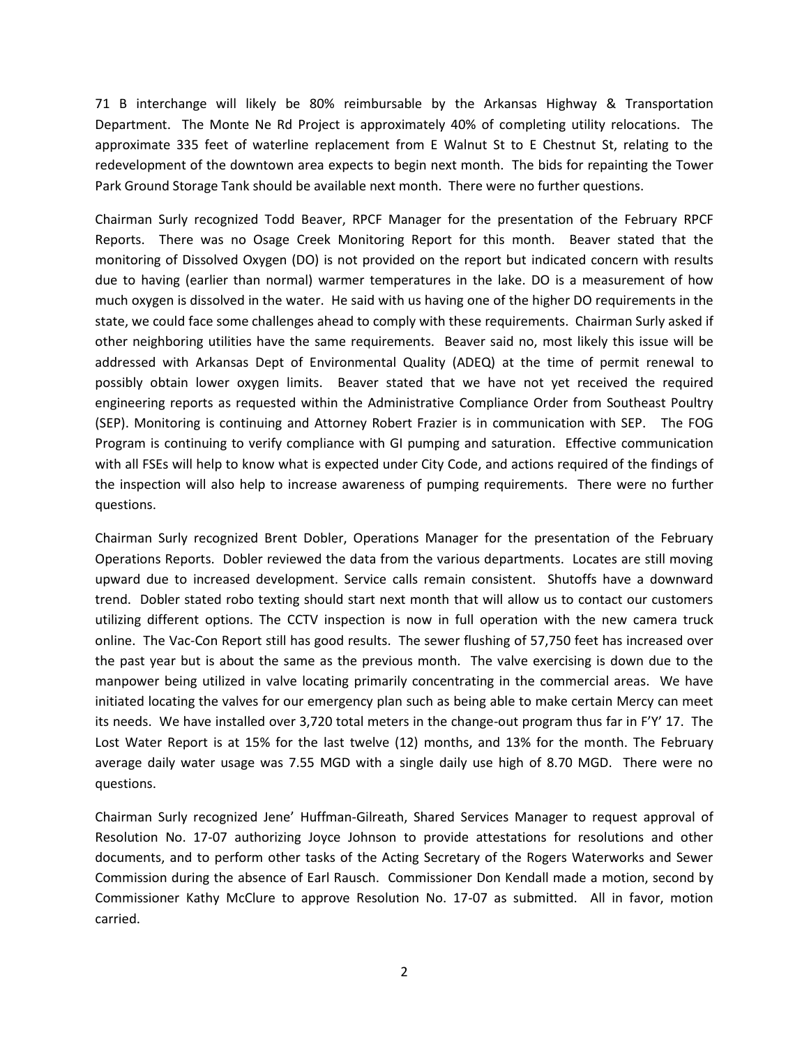71 B interchange will likely be 80% reimbursable by the Arkansas Highway & Transportation Department. The Monte Ne Rd Project is approximately 40% of completing utility relocations. The approximate 335 feet of waterline replacement from E Walnut St to E Chestnut St, relating to the redevelopment of the downtown area expects to begin next month. The bids for repainting the Tower Park Ground Storage Tank should be available next month. There were no further questions.

Chairman Surly recognized Todd Beaver, RPCF Manager for the presentation of the February RPCF Reports. There was no Osage Creek Monitoring Report for this month. Beaver stated that the monitoring of Dissolved Oxygen (DO) is not provided on the report but indicated concern with results due to having (earlier than normal) warmer temperatures in the lake. DO is a measurement of how much oxygen is dissolved in the water. He said with us having one of the higher DO requirements in the state, we could face some challenges ahead to comply with these requirements. Chairman Surly asked if other neighboring utilities have the same requirements. Beaver said no, most likely this issue will be addressed with Arkansas Dept of Environmental Quality (ADEQ) at the time of permit renewal to possibly obtain lower oxygen limits. Beaver stated that we have not yet received the required engineering reports as requested within the Administrative Compliance Order from Southeast Poultry (SEP). Monitoring is continuing and Attorney Robert Frazier is in communication with SEP. The FOG Program is continuing to verify compliance with GI pumping and saturation. Effective communication with all FSEs will help to know what is expected under City Code, and actions required of the findings of the inspection will also help to increase awareness of pumping requirements. There were no further questions.

Chairman Surly recognized Brent Dobler, Operations Manager for the presentation of the February Operations Reports. Dobler reviewed the data from the various departments. Locates are still moving upward due to increased development. Service calls remain consistent. Shutoffs have a downward trend. Dobler stated robo texting should start next month that will allow us to contact our customers utilizing different options. The CCTV inspection is now in full operation with the new camera truck online. The Vac-Con Report still has good results. The sewer flushing of 57,750 feet has increased over the past year but is about the same as the previous month. The valve exercising is down due to the manpower being utilized in valve locating primarily concentrating in the commercial areas. We have initiated locating the valves for our emergency plan such as being able to make certain Mercy can meet its needs. We have installed over 3,720 total meters in the change-out program thus far in F'Y' 17. The Lost Water Report is at 15% for the last twelve (12) months, and 13% for the month. The February average daily water usage was 7.55 MGD with a single daily use high of 8.70 MGD. There were no questions.

Chairman Surly recognized Jene' Huffman-Gilreath, Shared Services Manager to request approval of Resolution No. 17-07 authorizing Joyce Johnson to provide attestations for resolutions and other documents, and to perform other tasks of the Acting Secretary of the Rogers Waterworks and Sewer Commission during the absence of Earl Rausch. Commissioner Don Kendall made a motion, second by Commissioner Kathy McClure to approve Resolution No. 17-07 as submitted. All in favor, motion carried.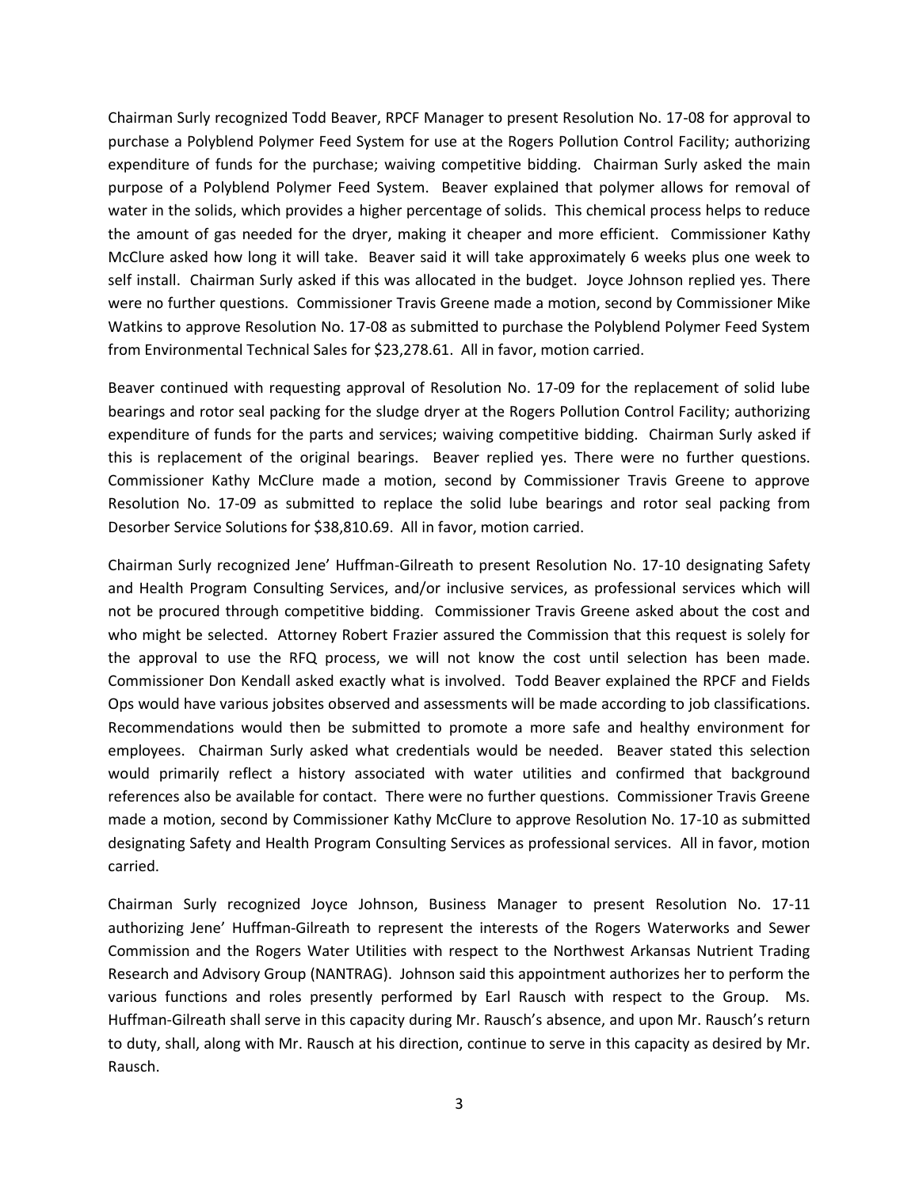Chairman Surly recognized Todd Beaver, RPCF Manager to present Resolution No. 17-08 for approval to purchase a Polyblend Polymer Feed System for use at the Rogers Pollution Control Facility; authorizing expenditure of funds for the purchase; waiving competitive bidding. Chairman Surly asked the main purpose of a Polyblend Polymer Feed System. Beaver explained that polymer allows for removal of water in the solids, which provides a higher percentage of solids. This chemical process helps to reduce the amount of gas needed for the dryer, making it cheaper and more efficient. Commissioner Kathy McClure asked how long it will take. Beaver said it will take approximately 6 weeks plus one week to self install. Chairman Surly asked if this was allocated in the budget. Joyce Johnson replied yes. There were no further questions. Commissioner Travis Greene made a motion, second by Commissioner Mike Watkins to approve Resolution No. 17-08 as submitted to purchase the Polyblend Polymer Feed System from Environmental Technical Sales for $23,278.61. All in favor, motion carried.

Beaver continued with requesting approval of Resolution No. 17-09 for the replacement of solid lube bearings and rotor seal packing for the sludge dryer at the Rogers Pollution Control Facility; authorizing expenditure of funds for the parts and services; waiving competitive bidding. Chairman Surly asked if this is replacement of the original bearings. Beaver replied yes. There were no further questions. Commissioner Kathy McClure made a motion, second by Commissioner Travis Greene to approve Resolution No. 17-09 as submitted to replace the solid lube bearings and rotor seal packing from Desorber Service Solutions for $38,810.69. All in favor, motion carried.

Chairman Surly recognized Jene' Huffman-Gilreath to present Resolution No. 17-10 designating Safety and Health Program Consulting Services, and/or inclusive services, as professional services which will not be procured through competitive bidding. Commissioner Travis Greene asked about the cost and who might be selected. Attorney Robert Frazier assured the Commission that this request is solely for the approval to use the RFQ process, we will not know the cost until selection has been made. Commissioner Don Kendall asked exactly what is involved. Todd Beaver explained the RPCF and Fields Ops would have various jobsites observed and assessments will be made according to job classifications. Recommendations would then be submitted to promote a more safe and healthy environment for employees. Chairman Surly asked what credentials would be needed. Beaver stated this selection would primarily reflect a history associated with water utilities and confirmed that background references also be available for contact. There were no further questions. Commissioner Travis Greene made a motion, second by Commissioner Kathy McClure to approve Resolution No. 17-10 as submitted designating Safety and Health Program Consulting Services as professional services. All in favor, motion carried.

Chairman Surly recognized Joyce Johnson, Business Manager to present Resolution No. 17-11 authorizing Jene' Huffman-Gilreath to represent the interests of the Rogers Waterworks and Sewer Commission and the Rogers Water Utilities with respect to the Northwest Arkansas Nutrient Trading Research and Advisory Group (NANTRAG). Johnson said this appointment authorizes her to perform the various functions and roles presently performed by Earl Rausch with respect to the Group. Ms. Huffman-Gilreath shall serve in this capacity during Mr. Rausch's absence, and upon Mr. Rausch's return to duty, shall, along with Mr. Rausch at his direction, continue to serve in this capacity as desired by Mr. Rausch.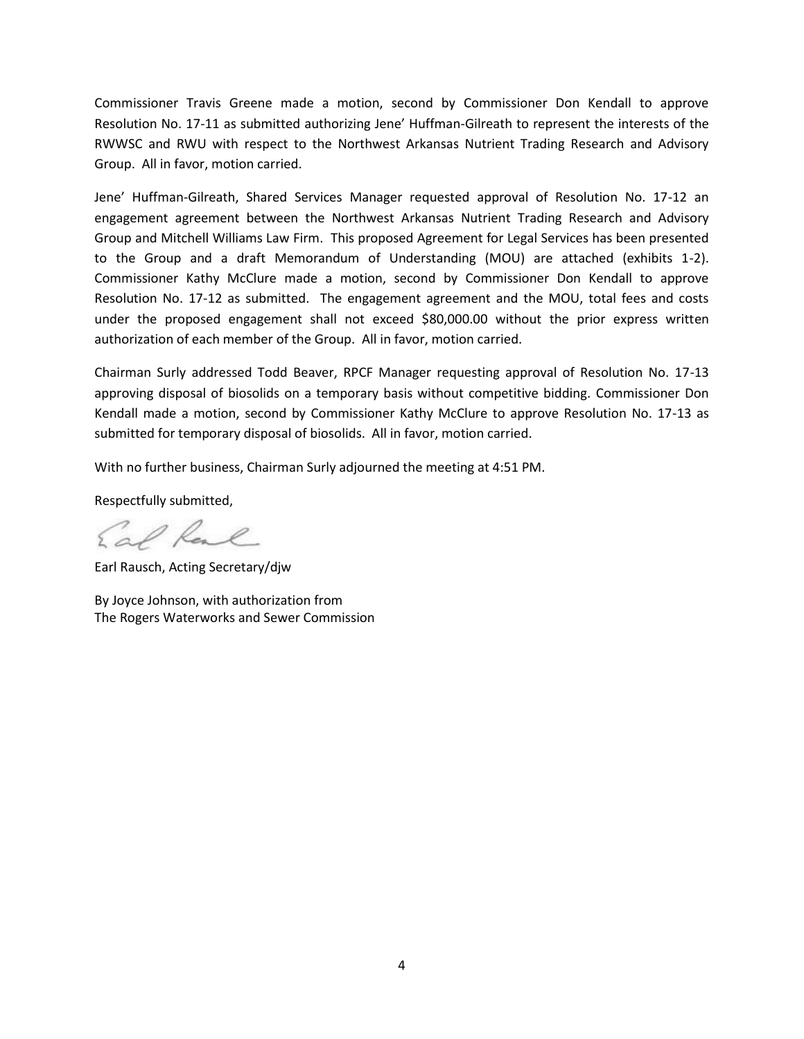Commissioner Travis Greene made a motion, second by Commissioner Don Kendall to approve Resolution No. 17-11 as submitted authorizing Jene' Huffman-Gilreath to represent the interests of the RWWSC and RWU with respect to the Northwest Arkansas Nutrient Trading Research and Advisory Group. All in favor, motion carried.

Jene' Huffman-Gilreath, Shared Services Manager requested approval of Resolution No. 17-12 an engagement agreement between the Northwest Arkansas Nutrient Trading Research and Advisory Group and Mitchell Williams Law Firm. This proposed Agreement for Legal Services has been presented to the Group and a draft Memorandum of Understanding (MOU) are attached (exhibits 1-2). Commissioner Kathy McClure made a motion, second by Commissioner Don Kendall to approve Resolution No. 17-12 as submitted. The engagement agreement and the MOU, total fees and costs under the proposed engagement shall not exceed $80,000.00 without the prior express written authorization of each member of the Group. All in favor, motion carried.

Chairman Surly addressed Todd Beaver, RPCF Manager requesting approval of Resolution No. 17-13 approving disposal of biosolids on a temporary basis without competitive bidding. Commissioner Don Kendall made a motion, second by Commissioner Kathy McClure to approve Resolution No. 17-13 as submitted for temporary disposal of biosolids. All in favor, motion carried.

With no further business, Chairman Surly adjourned the meeting at 4:51 PM.

Respectfully submitted,

Earl Rausch, Acting Secretary/djw

By Joyce Johnson, with authorization from
The Rogers Waterworks and Sewer Commission